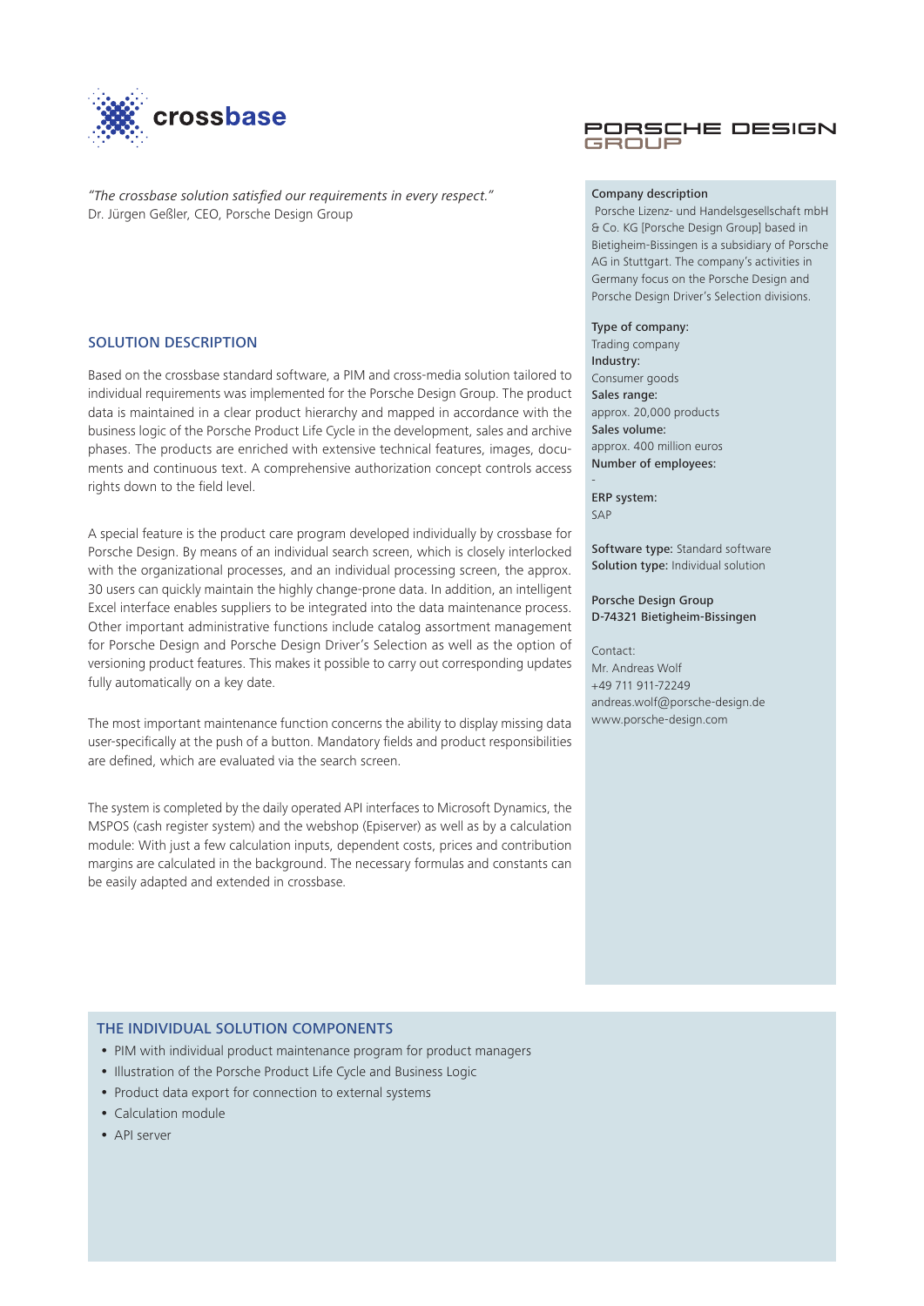crossbase

PORSCHE DESIGN GROUP

*"The crossbase solution satisfied our requirements in every respect."*
Dr. Jürgen Geßler, CEO, Porsche Design Group

## SOLUTION DESCRIPTION

Based on the crossbase standard software, a PIM and cross-media solution tailored to individual requirements was implemented for the Porsche Design Group. The product data is maintained in a clear product hierarchy and mapped in accordance with the business logic of the Porsche Product Life Cycle in the development, sales and archive phases. The products are enriched with extensive technical features, images, documents and continuous text. A comprehensive authorization concept controls access rights down to the field level.

A special feature is the product care program developed individually by crossbase for Porsche Design. By means of an individual search screen, which is closely interlocked with the organizational processes, and an individual processing screen, the approx. 30 users can quickly maintain the highly change-prone data. In addition, an intelligent Excel interface enables suppliers to be integrated into the data maintenance process. Other important administrative functions include catalog assortment management for Porsche Design and Porsche Design Driver's Selection as well as the option of versioning product features. This makes it possible to carry out corresponding updates fully automatically on a key date.

The most important maintenance function concerns the ability to display missing data user-specifically at the push of a button. Mandatory fields and product responsibilities are defined, which are evaluated via the search screen.

The system is completed by the daily operated API interfaces to Microsoft Dynamics, the MSPOS (cash register system) and the webshop (Episerver) as well as by a calculation module: With just a few calculation inputs, dependent costs, prices and contribution margins are calculated in the background. The necessary formulas and constants can be easily adapted and extended in crossbase.

**Company description**
Porsche Lizenz- und Handelsgesellschaft mbH & Co. KG [Porsche Design Group] based in Bietigheim-Bissingen is a subsidiary of Porsche AG in Stuttgart. The company's activities in Germany focus on the Porsche Design and Porsche Design Driver's Selection divisions.

**Type of company:**
Trading company
**Industry:**
Consumer goods
**Sales range:**
approx. 20,000 products
**Sales volume:**
approx. 400 million euros
**Number of employees:**
-
**ERP system:**
SAP

**Software type:** Standard software
**Solution type:** Individual solution

**Porsche Design Group**
**D-74321 Bietigheim-Bissingen**

Contact:
Mr. Andreas Wolf
+49 711 911-72249
andreas.wolf@porsche-design.de
www.porsche-design.com

## THE INDIVIDUAL SOLUTION COMPONENTS

- PIM with individual product maintenance program for product managers
- Illustration of the Porsche Product Life Cycle and Business Logic
- Product data export for connection to external systems
- Calculation module
- API server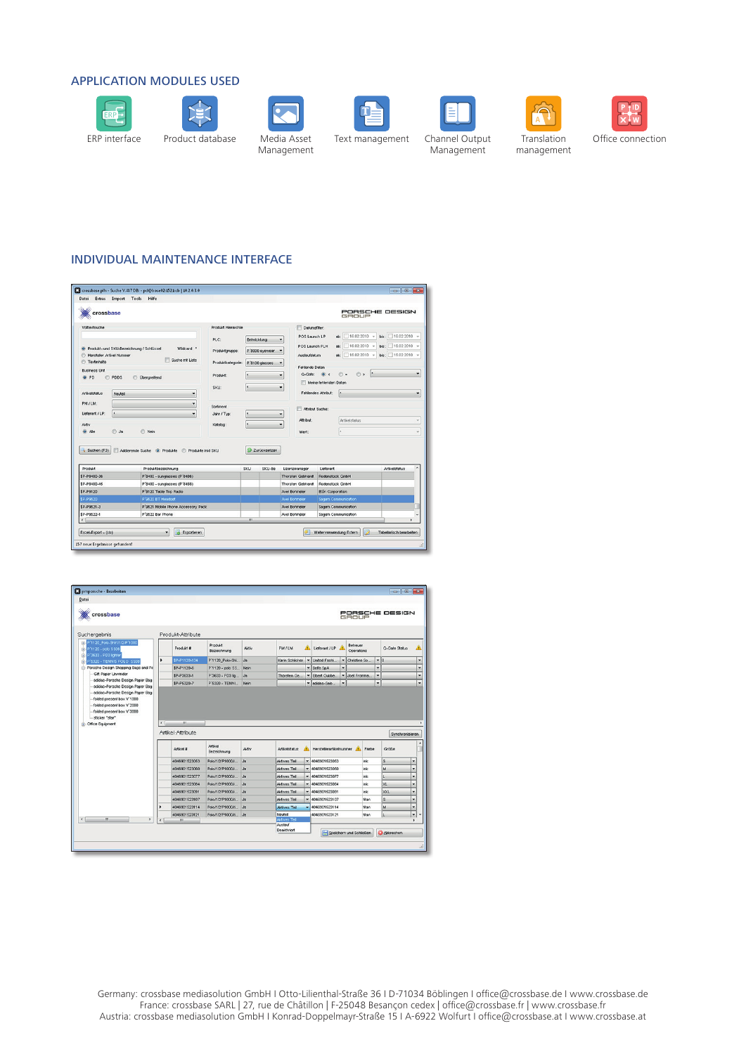## APPLICATION MODULES USED

ERP interface

Product database

Media Asset Management

Text management

Channel Output Management

Translation management

Office connection

## INDIVIDUAL MAINTENANCE INTERFACE

Germany: crossbase mediasolution GmbH I Otto-Lilienthal-Straße 36 I D-71034 Böblingen I office@crossbase.de I www.crossbase.de
France: crossbase SARL | 27, rue de Châtillon | F-25048 Besançon cedex | office@crossbase.fr | www.crossbase.fr
Austria: crossbase mediasolution GmbH I Konrad-Doppelmayr-Straße 15 I A-6922 Wolfurt I office@crossbase.at I www.crossbase.at